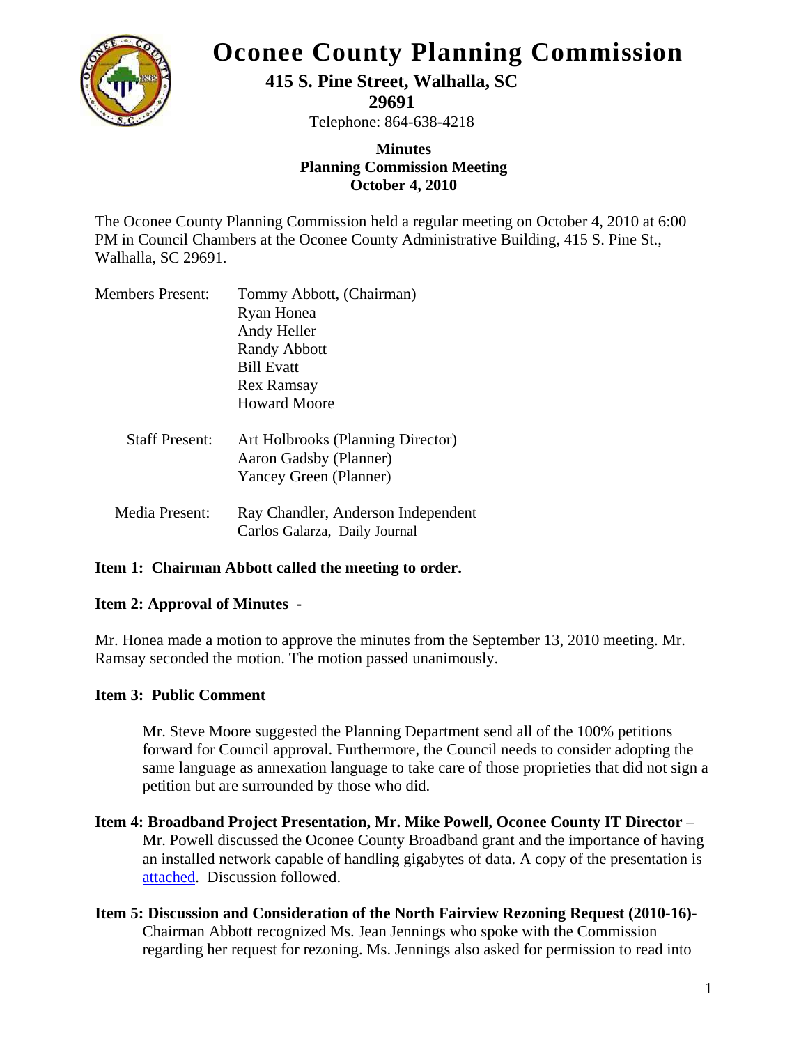# Oconee County Planning Commission

**415 S. Pine Street, Walhalla, SC 29691**

Telephone: 864-638-4218

**Minutes**
**Planning Commission Meeting**
**October 4, 2010**

The Oconee County Planning Commission held a regular meeting on October 4, 2010 at 6:00 PM in Council Chambers at the Oconee County Administrative Building, 415 S. Pine St., Walhalla, SC 29691.

Members Present: Tommy Abbott, (Chairman)
Ryan Honea
Andy Heller
Randy Abbott
Bill Evatt
Rex Ramsay
Howard Moore

Staff Present: Art Holbrooks (Planning Director)
Aaron Gadsby (Planner)
Yancey Green (Planner)

Media Present: Ray Chandler, Anderson Independent
Carlos Galarza, Daily Journal

**Item 1: Chairman Abbott called the meeting to order.**

**Item 2: Approval of Minutes -**

Mr. Honea made a motion to approve the minutes from the September 13, 2010 meeting. Mr. Ramsay seconded the motion. The motion passed unanimously.

**Item 3: Public Comment**

Mr. Steve Moore suggested the Planning Department send all of the 100% petitions forward for Council approval. Furthermore, the Council needs to consider adopting the same language as annexation language to take care of those proprieties that did not sign a petition but are surrounded by those who did.

**Item 4: Broadband Project Presentation, Mr. Mike Powell, Oconee County IT Director** – Mr. Powell discussed the Oconee County Broadband grant and the importance of having an installed network capable of handling gigabytes of data. A copy of the presentation is attached. Discussion followed.

**Item 5: Discussion and Consideration of the North Fairview Rezoning Request (2010-16)-** Chairman Abbott recognized Ms. Jean Jennings who spoke with the Commission regarding her request for rezoning. Ms. Jennings also asked for permission to read into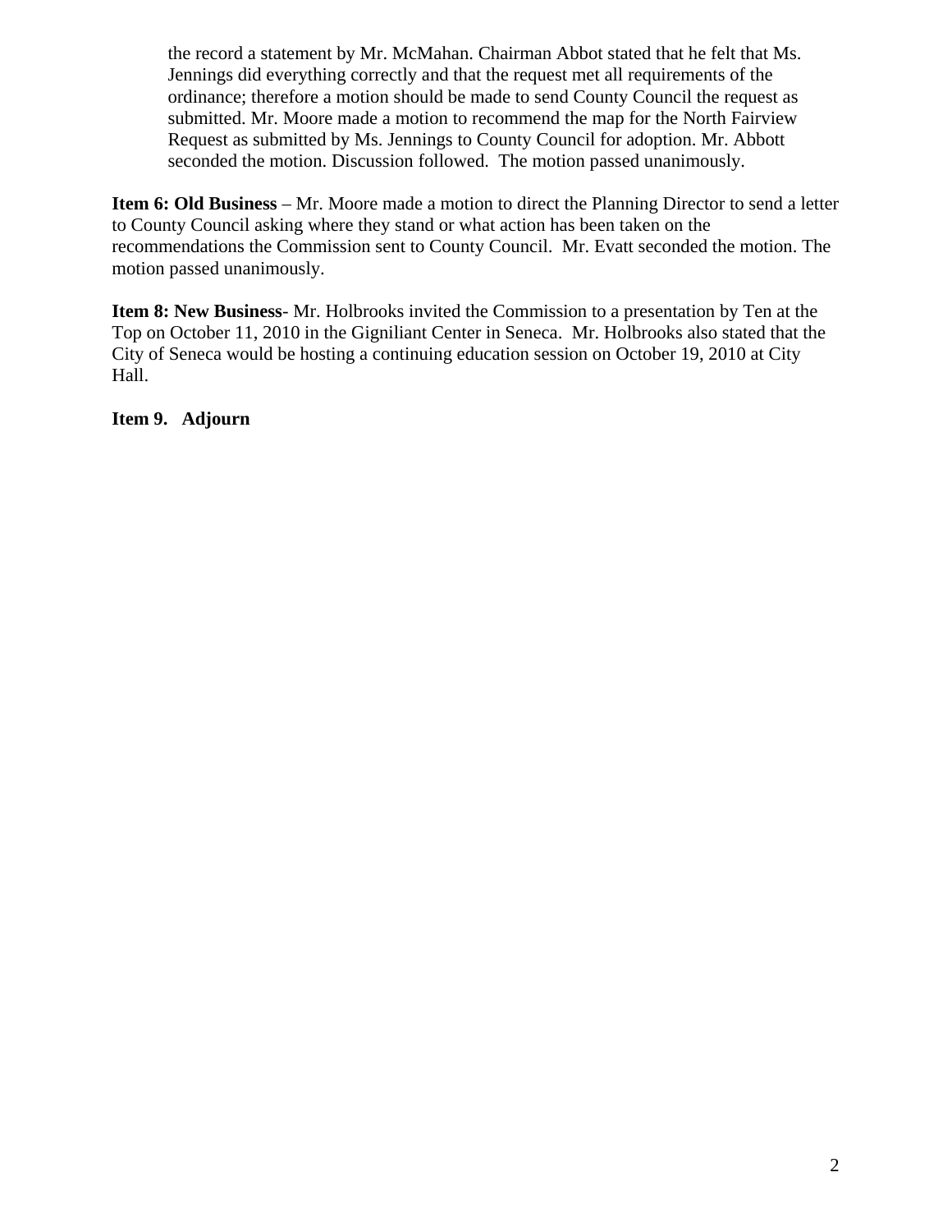the record a statement by Mr. McMahan. Chairman Abbot stated that he felt that Ms. Jennings did everything correctly and that the request met all requirements of the ordinance; therefore a motion should be made to send County Council the request as submitted. Mr. Moore made a motion to recommend the map for the North Fairview Request as submitted by Ms. Jennings to County Council for adoption. Mr. Abbott seconded the motion. Discussion followed. The motion passed unanimously.

**Item 6: Old Business** – Mr. Moore made a motion to direct the Planning Director to send a letter to County Council asking where they stand or what action has been taken on the recommendations the Commission sent to County Council. Mr. Evatt seconded the motion. The motion passed unanimously.

**Item 8: New Business**- Mr. Holbrooks invited the Commission to a presentation by Ten at the Top on October 11, 2010 in the Gigniliant Center in Seneca. Mr. Holbrooks also stated that the City of Seneca would be hosting a continuing education session on October 19, 2010 at City Hall.

**Item 9. Adjourn**